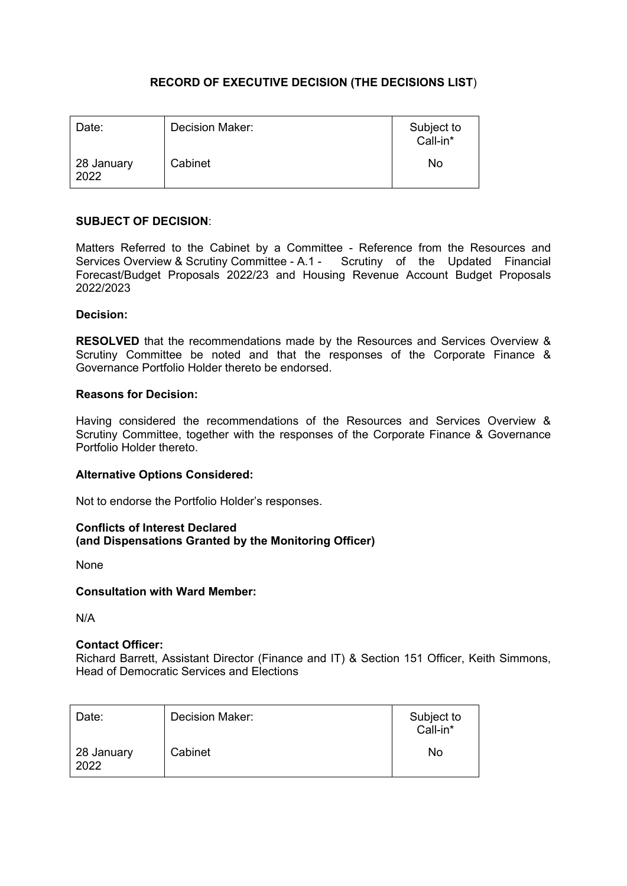# RECORD OF EXECUTIVE DECISION (THE DECISIONS LIST)

| Date: | Decision Maker: | Subject to Call-in* |
|---|---|---|
| 28 January 2022 | Cabinet | No |

**SUBJECT OF DECISION**:

Matters Referred to the Cabinet by a Committee - Reference from the Resources and Services Overview & Scrutiny Committee - A.1 - Scrutiny of the Updated Financial Forecast/Budget Proposals 2022/23 and Housing Revenue Account Budget Proposals 2022/2023

**Decision:**

**RESOLVED** that the recommendations made by the Resources and Services Overview & Scrutiny Committee be noted and that the responses of the Corporate Finance & Governance Portfolio Holder thereto be endorsed.

**Reasons for Decision:**

Having considered the recommendations of the Resources and Services Overview & Scrutiny Committee, together with the responses of the Corporate Finance & Governance Portfolio Holder thereto.

**Alternative Options Considered:**

Not to endorse the Portfolio Holder's responses.

**Conflicts of Interest Declared**
**(and Dispensations Granted by the Monitoring Officer)**

None

**Consultation with Ward Member:**

N/A

**Contact Officer:**
Richard Barrett, Assistant Director (Finance and IT) & Section 151 Officer, Keith Simmons, Head of Democratic Services and Elections

| Date: | Decision Maker: | Subject to Call-in* |
|---|---|---|
| 28 January 2022 | Cabinet | No |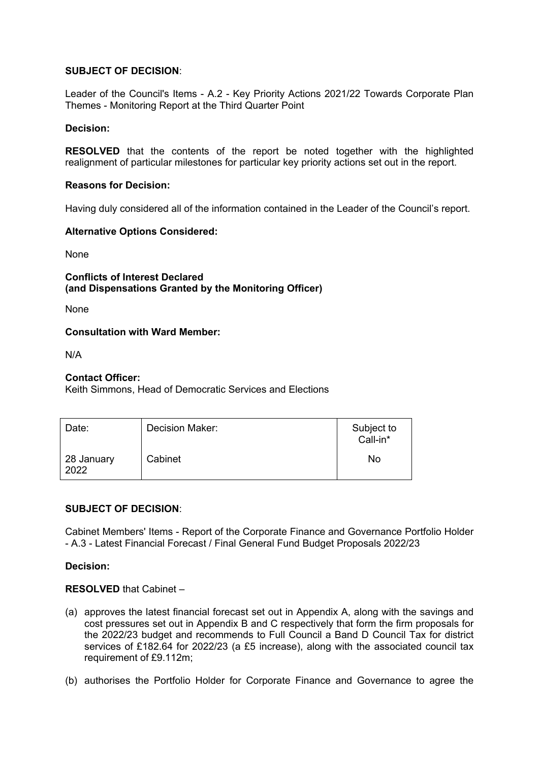**SUBJECT OF DECISION**:

Leader of the Council's Items - A.2 - Key Priority Actions 2021/22 Towards Corporate Plan Themes - Monitoring Report at the Third Quarter Point

**Decision:**

**RESOLVED** that the contents of the report be noted together with the highlighted realignment of particular milestones for particular key priority actions set out in the report.

**Reasons for Decision:**

Having duly considered all of the information contained in the Leader of the Council's report.

**Alternative Options Considered:**

None

**Conflicts of Interest Declared**
**(and Dispensations Granted by the Monitoring Officer)**

None

**Consultation with Ward Member:**

N/A

**Contact Officer:**
Keith Simmons, Head of Democratic Services and Elections

| Date: | Decision Maker: | Subject to Call-in* |
|---|---|---|
| 28 January 2022 | Cabinet | No |

**SUBJECT OF DECISION**:

Cabinet Members' Items - Report of the Corporate Finance and Governance Portfolio Holder - A.3 - Latest Financial Forecast / Final General Fund Budget Proposals 2022/23

**Decision:**

**RESOLVED** that Cabinet –

(a) approves the latest financial forecast set out in Appendix A, along with the savings and cost pressures set out in Appendix B and C respectively that form the firm proposals for the 2022/23 budget and recommends to Full Council a Band D Council Tax for district services of £182.64 for 2022/23 (a £5 increase), along with the associated council tax requirement of £9.112m;

(b) authorises the Portfolio Holder for Corporate Finance and Governance to agree the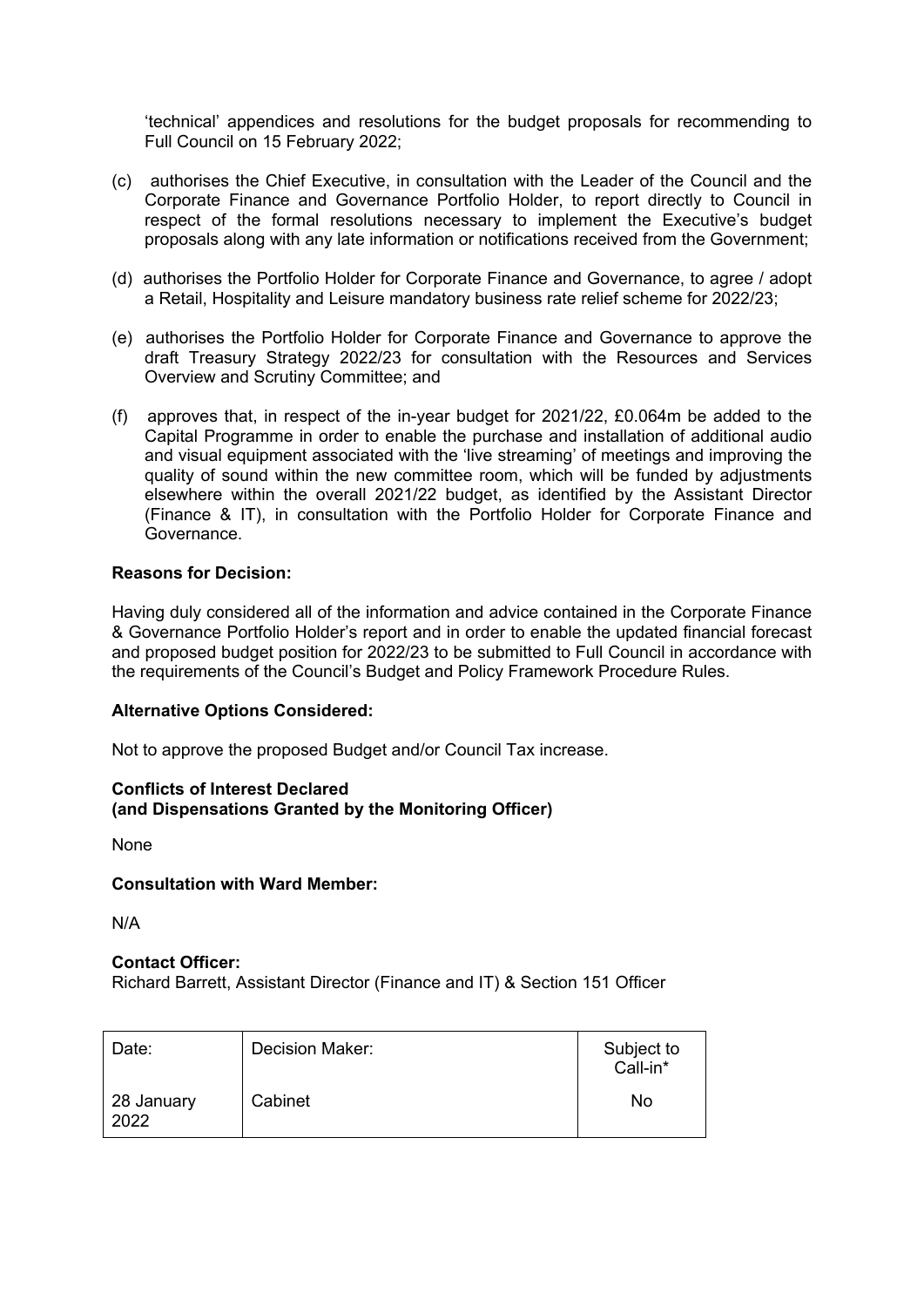'technical' appendices and resolutions for the budget proposals for recommending to Full Council on 15 February 2022;

(c) authorises the Chief Executive, in consultation with the Leader of the Council and the Corporate Finance and Governance Portfolio Holder, to report directly to Council in respect of the formal resolutions necessary to implement the Executive's budget proposals along with any late information or notifications received from the Government;

(d) authorises the Portfolio Holder for Corporate Finance and Governance, to agree / adopt a Retail, Hospitality and Leisure mandatory business rate relief scheme for 2022/23;

(e) authorises the Portfolio Holder for Corporate Finance and Governance to approve the draft Treasury Strategy 2022/23 for consultation with the Resources and Services Overview and Scrutiny Committee; and

(f) approves that, in respect of the in-year budget for 2021/22, £0.064m be added to the Capital Programme in order to enable the purchase and installation of additional audio and visual equipment associated with the 'live streaming' of meetings and improving the quality of sound within the new committee room, which will be funded by adjustments elsewhere within the overall 2021/22 budget, as identified by the Assistant Director (Finance & IT), in consultation with the Portfolio Holder for Corporate Finance and Governance.

**Reasons for Decision:**

Having duly considered all of the information and advice contained in the Corporate Finance & Governance Portfolio Holder's report and in order to enable the updated financial forecast and proposed budget position for 2022/23 to be submitted to Full Council in accordance with the requirements of the Council's Budget and Policy Framework Procedure Rules.

**Alternative Options Considered:**

Not to approve the proposed Budget and/or Council Tax increase.

**Conflicts of Interest Declared**
**(and Dispensations Granted by the Monitoring Officer)**

None

**Consultation with Ward Member:**

N/A

**Contact Officer:**
Richard Barrett, Assistant Director (Finance and IT) & Section 151 Officer

| Date: | Decision Maker: | Subject to Call-in* |
|---|---|---|
| 28 January 2022 | Cabinet | No |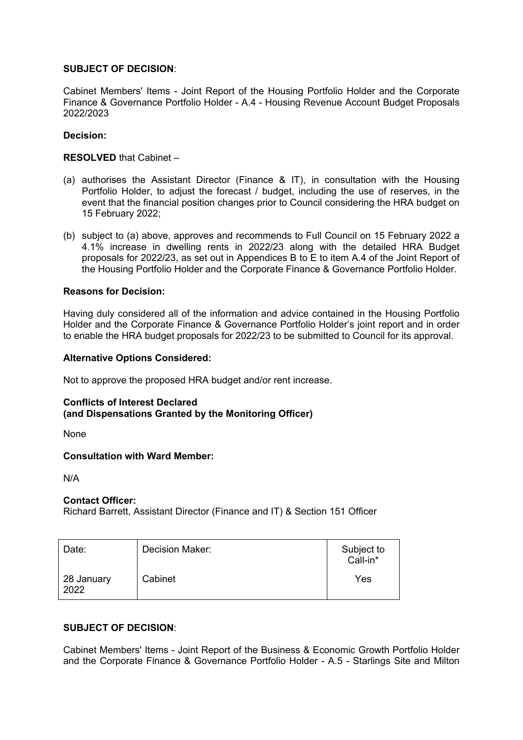**SUBJECT OF DECISION**:

Cabinet Members' Items - Joint Report of the Housing Portfolio Holder and the Corporate Finance & Governance Portfolio Holder - A.4 - Housing Revenue Account Budget Proposals 2022/2023

**Decision:**

**RESOLVED** that Cabinet –

(a) authorises the Assistant Director (Finance & IT), in consultation with the Housing Portfolio Holder, to adjust the forecast / budget, including the use of reserves, in the event that the financial position changes prior to Council considering the HRA budget on 15 February 2022;

(b) subject to (a) above, approves and recommends to Full Council on 15 February 2022 a 4.1% increase in dwelling rents in 2022/23 along with the detailed HRA Budget proposals for 2022/23, as set out in Appendices B to E to item A.4 of the Joint Report of the Housing Portfolio Holder and the Corporate Finance & Governance Portfolio Holder.

**Reasons for Decision:**

Having duly considered all of the information and advice contained in the Housing Portfolio Holder and the Corporate Finance & Governance Portfolio Holder's joint report and in order to enable the HRA budget proposals for 2022/23 to be submitted to Council for its approval.

**Alternative Options Considered:**

Not to approve the proposed HRA budget and/or rent increase.

**Conflicts of Interest Declared**
**(and Dispensations Granted by the Monitoring Officer)**

None

**Consultation with Ward Member:**

N/A

**Contact Officer:**
Richard Barrett, Assistant Director (Finance and IT) & Section 151 Officer

| Date: | Decision Maker: | Subject to Call-in* |
|---|---|---|
| 28 January 2022 | Cabinet | Yes |

**SUBJECT OF DECISION**:

Cabinet Members' Items - Joint Report of the Business & Economic Growth Portfolio Holder and the Corporate Finance & Governance Portfolio Holder - A.5 - Starlings Site and Milton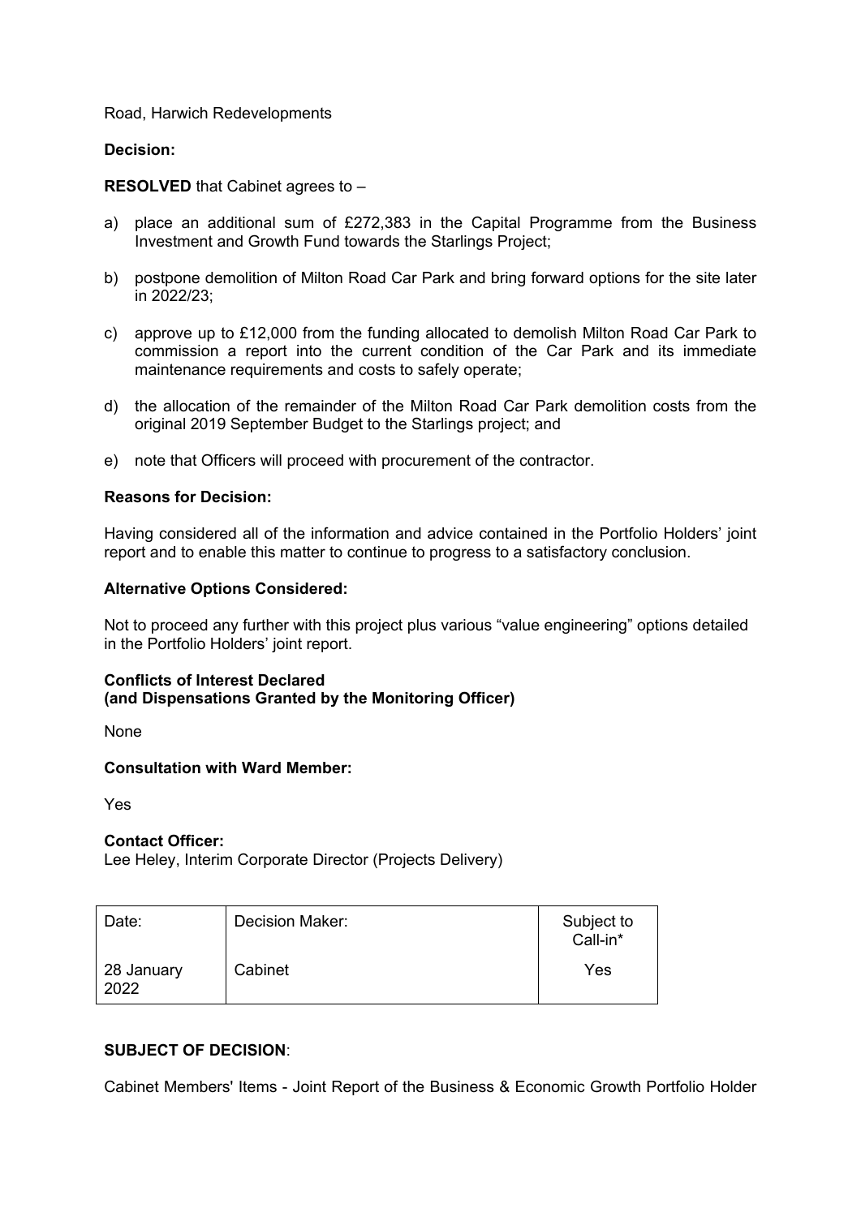Road, Harwich Redevelopments

**Decision:**

**RESOLVED** that Cabinet agrees to –

a) place an additional sum of £272,383 in the Capital Programme from the Business Investment and Growth Fund towards the Starlings Project;

b) postpone demolition of Milton Road Car Park and bring forward options for the site later in 2022/23;

c) approve up to £12,000 from the funding allocated to demolish Milton Road Car Park to commission a report into the current condition of the Car Park and its immediate maintenance requirements and costs to safely operate;

d) the allocation of the remainder of the Milton Road Car Park demolition costs from the original 2019 September Budget to the Starlings project; and

e) note that Officers will proceed with procurement of the contractor.

**Reasons for Decision:**

Having considered all of the information and advice contained in the Portfolio Holders' joint report and to enable this matter to continue to progress to a satisfactory conclusion.

**Alternative Options Considered:**

Not to proceed any further with this project plus various "value engineering" options detailed in the Portfolio Holders' joint report.

**Conflicts of Interest Declared**
**(and Dispensations Granted by the Monitoring Officer)**

None

**Consultation with Ward Member:**

Yes

**Contact Officer:**
Lee Heley, Interim Corporate Director (Projects Delivery)

| Date: | Decision Maker: | Subject to Call-in* |
|---|---|---|
| 28 January 2022 | Cabinet | Yes |

**SUBJECT OF DECISION**:

Cabinet Members' Items - Joint Report of the Business & Economic Growth Portfolio Holder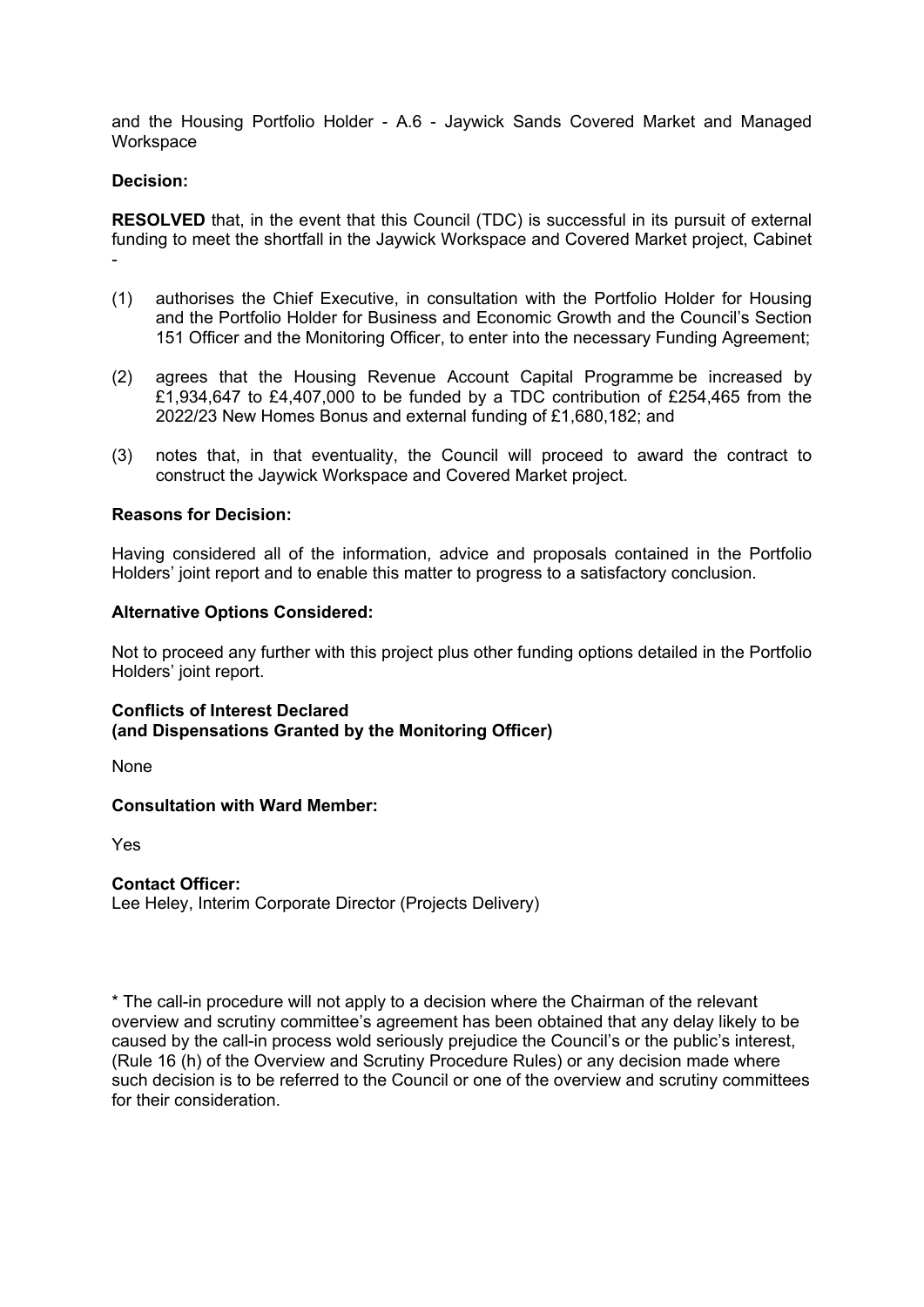and the Housing Portfolio Holder - A.6 - Jaywick Sands Covered Market and Managed Workspace

**Decision:**

**RESOLVED** that, in the event that this Council (TDC) is successful in its pursuit of external funding to meet the shortfall in the Jaywick Workspace and Covered Market project, Cabinet -

(1) authorises the Chief Executive, in consultation with the Portfolio Holder for Housing and the Portfolio Holder for Business and Economic Growth and the Council's Section 151 Officer and the Monitoring Officer, to enter into the necessary Funding Agreement;

(2) agrees that the Housing Revenue Account Capital Programme be increased by £1,934,647 to £4,407,000 to be funded by a TDC contribution of £254,465 from the 2022/23 New Homes Bonus and external funding of £1,680,182; and

(3) notes that, in that eventuality, the Council will proceed to award the contract to construct the Jaywick Workspace and Covered Market project.

**Reasons for Decision:**

Having considered all of the information, advice and proposals contained in the Portfolio Holders' joint report and to enable this matter to progress to a satisfactory conclusion.

**Alternative Options Considered:**

Not to proceed any further with this project plus other funding options detailed in the Portfolio Holders' joint report.

**Conflicts of Interest Declared**
**(and Dispensations Granted by the Monitoring Officer)**

None

**Consultation with Ward Member:**

Yes

**Contact Officer:**
Lee Heley, Interim Corporate Director (Projects Delivery)

* The call-in procedure will not apply to a decision where the Chairman of the relevant overview and scrutiny committee's agreement has been obtained that any delay likely to be caused by the call-in process wold seriously prejudice the Council's or the public's interest, (Rule 16 (h) of the Overview and Scrutiny Procedure Rules) or any decision made where such decision is to be referred to the Council or one of the overview and scrutiny committees for their consideration.